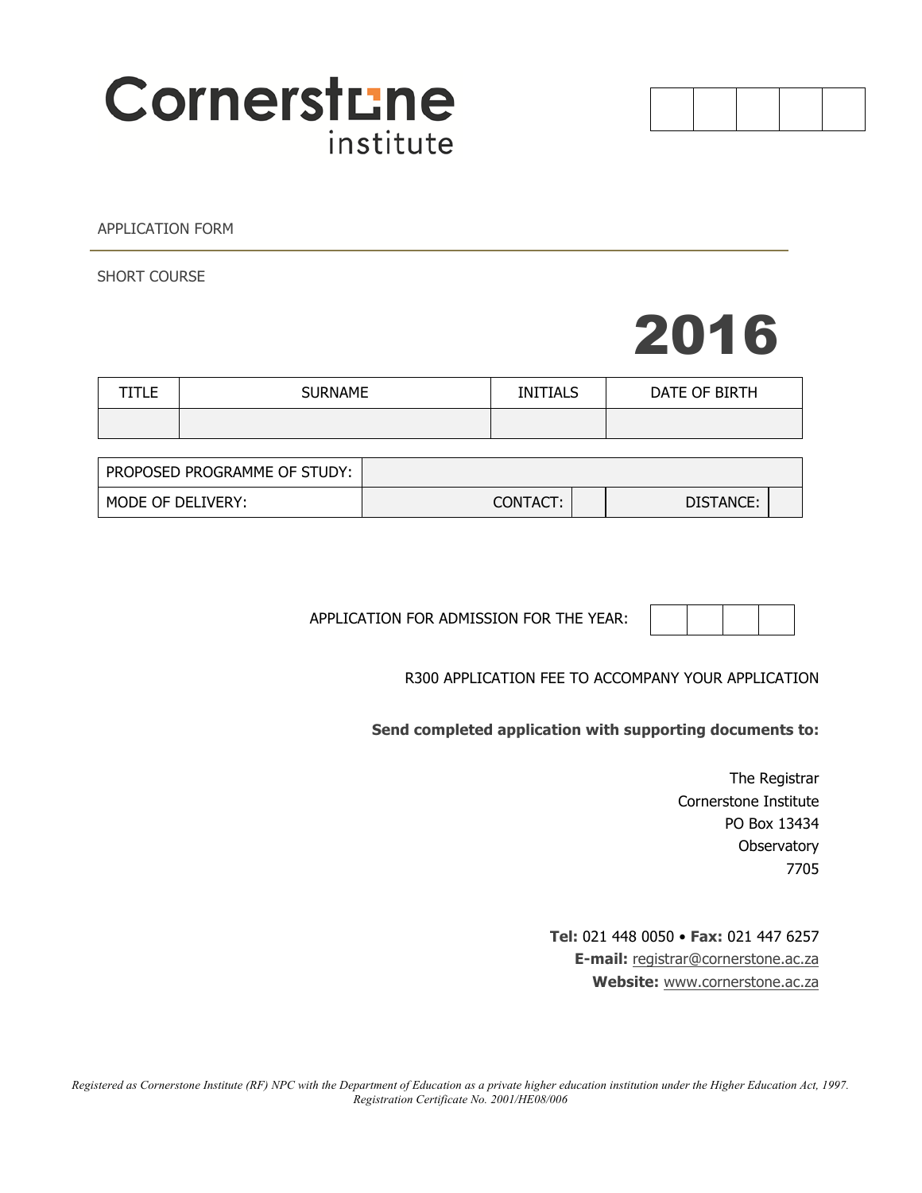# Cornerstone institute

APPLICATION FORM

SHORT COURSE

# 2016

| TITLE | SURNAME | INITIALS | DATE OF BIRTH |
| --- | --- | --- | --- |
| | | | |

| PROPOSED PROGRAMME OF STUDY: | | | | |
| --- | --- | --- | --- | --- |
| MODE OF DELIVERY: | CONTACT: | | DISTANCE: | |

APPLICATION FOR ADMISSION FOR THE YEAR:

R300 APPLICATION FEE TO ACCOMPANY YOUR APPLICATION

**Send completed application with supporting documents to:**

The Registrar
Cornerstone Institute
PO Box 13434
Observatory
7705

**Tel:** 021 448 0050 • **Fax:** 021 447 6257
**E-mail:** registrar@cornerstone.ac.za
**Website:** www.cornerstone.ac.za

*Registered as Cornerstone Institute (RF) NPC with the Department of Education as a private higher education institution under the Higher Education Act, 1997. Registration Certificate No. 2001/HE08/006*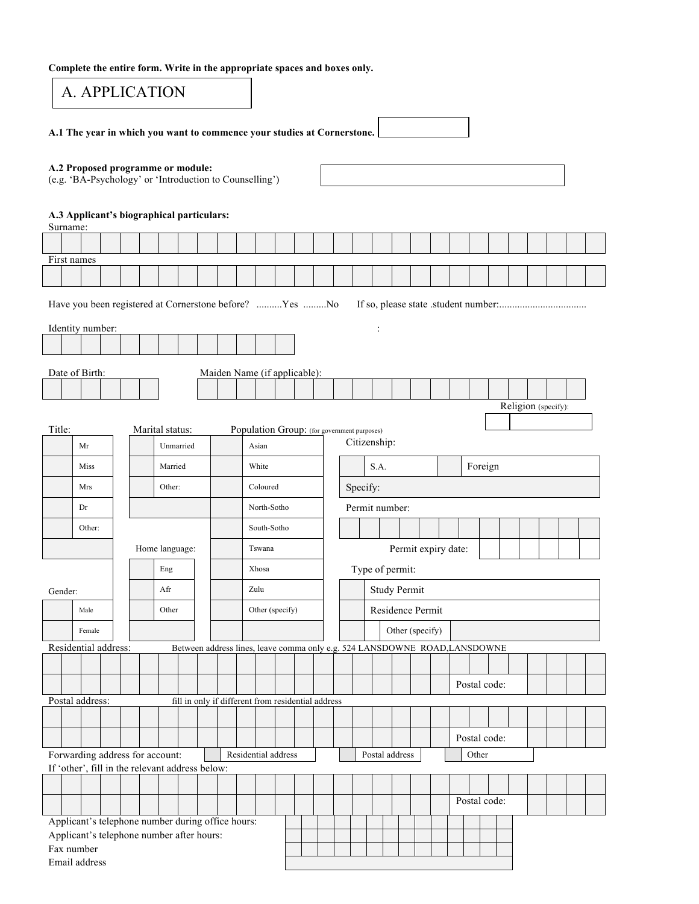**Complete the entire form. Write in the appropriate spaces and boxes only.**

# A. APPLICATION

**A.1 The year in which you want to commence your studies at Cornerstone.**

**A.2 Proposed programme or module:**
(e.g. 'BA-Psychology' or 'Introduction to Counselling')

**A.3 Applicant's biographical particulars:**

Surname:

First names

Have you been registered at Cornerstone before? ..........Yes .........No If so, please state .student number:..................................

Identity number:

Date of Birth:

Maiden Name (if applicable):

Religion (specify):

Title:

| | |
|---|---|
| | Mr |
| | Miss |
| | Mrs |
| | Dr |
| | Other: |

Marital status:

| | |
|---|---|
| | Unmarried |
| | Married |
| | Other: |

Home language:

| | |
|---|---|
| | Eng |
| | Afr |
| | Other |

Gender:

| | |
|---|---|
| | Male |
| | Female |

Population Group: (for government purposes)

| | |
|---|---|
| | Asian |
| | White |
| | Coloured |
| | North-Sotho |
| | South-Sotho |
| | Tswana |
| | Xhosa |
| | Zulu |
| | Other (specify) |

Citizenship:

| | | | |
|---|---|---|---|
| | S.A. | | Foreign |

Specify:

Permit number:

Permit expiry date:

Type of permit:

| | |
|---|---|
| | Study Permit |
| | Residence Permit |
| | Other (specify) |

Residential address: Between address lines, leave comma only e.g. 524 LANSDOWNE ROAD,LANSDOWNE

Postal code:

Postal address: fill in only if different from residential address

Postal code:

Forwarding address for account:

| | | | | | |
|---|---|---|---|---|---|
| | Residential address | | Postal address | | Other |

If 'other', fill in the relevant address below:

Postal code:

Applicant's telephone number during office hours:

Applicant's telephone number after hours:

Fax number

Email address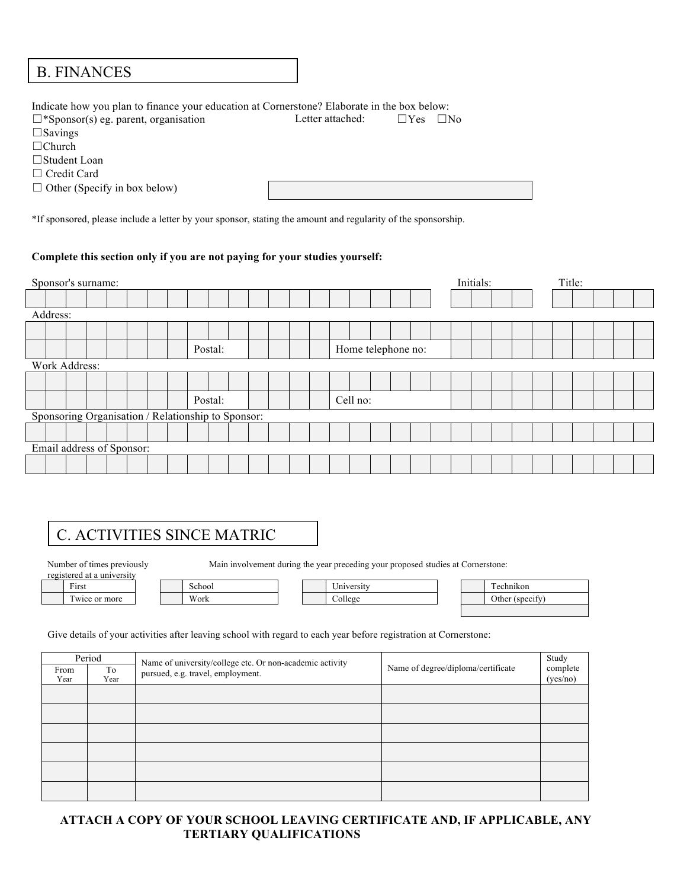## B. FINANCES

Indicate how you plan to finance your education at Cornerstone? Elaborate in the box below:

☐*Sponsor(s) eg. parent, organisation — Letter attached: ☐Yes ☐No
☐Savings
☐Church
☐Student Loan
☐ Credit Card
☐ Other (Specify in box below)

*If sponsored, please include a letter by your sponsor, stating the amount and regularity of the sponsorship.

**Complete this section only if you are not paying for your studies yourself:**

Sponsor's surname: Initials: Title:

Address:

Postal: Home telephone no:

Work Address:

Postal: Cell no:

Sponsoring Organisation / Relationship to Sponsor:

Email address of Sponsor:

## C. ACTIVITIES SINCE MATRIC

Number of times previously registered at a university

| | |
|---|---|
| | First |
| | Twice or more |

Main involvement during the year preceding your proposed studies at Cornerstone:

| | | | | | | | |
|---|---|---|---|---|---|---|---|
| | School | | University | | Technikon | | |
| | Work | | College | | Other (specify) | | |

Give details of your activities after leaving school with regard to each year before registration at Cornerstone:

| Period | | Name of university/college etc. Or non-academic activity pursued, e.g. travel, employment. | Name of degree/diploma/certificate | Study complete (yes/no) |
|---|---|---|---|---|
| From Year | To Year | | | |
| | | | | |
| | | | | |
| | | | | |
| | | | | |
| | | | | |
| | | | | |

**ATTACH A COPY OF YOUR SCHOOL LEAVING CERTIFICATE AND, IF APPLICABLE, ANY TERTIARY QUALIFICATIONS**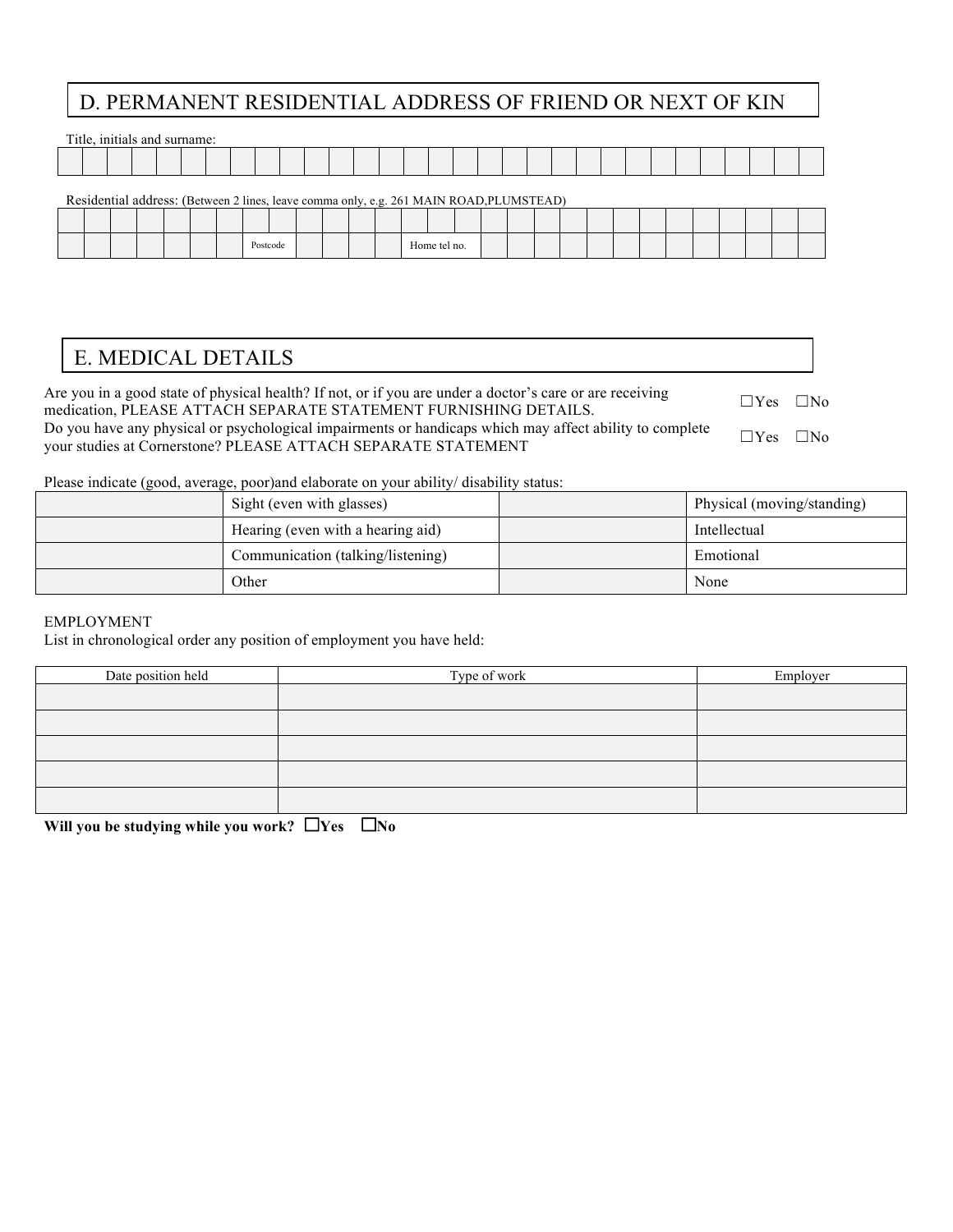## D. PERMANENT RESIDENTIAL ADDRESS OF FRIEND OR NEXT OF KIN

Title, initials and surname:

| | | | | | | | | | | | | | | | | | | | | | | | | | | | | | | | |
|---|---|---|---|---|---|---|---|---|---|---|---|---|---|---|---|---|---|---|---|---|---|---|---|---|---|---|---|---|---|---|---|

Residential address: (Between 2 lines, leave comma only, e.g. 261 MAIN ROAD,PLUMSTEAD)

| | | | | | | | | | | | | | | | | | | | | | | | | | | | | | |
|---|---|---|---|---|---|---|---|---|---|---|---|---|---|---|---|---|---|---|---|---|---|---|---|---|---|---|---|---|---|
| | | | | | | | Postcode | | | | | | Home tel no. | | | | | | | | | | | | | | | | |

## E. MEDICAL DETAILS

Are you in a good state of physical health? If not, or if you are under a doctor's care or are receiving medication, PLEASE ATTACH SEPARATE STATEMENT FURNISHING DETAILS. ☐Yes ☐No

Do you have any physical or psychological impairments or handicaps which may affect ability to complete your studies at Cornerstone? PLEASE ATTACH SEPARATE STATEMENT ☐Yes ☐No

Please indicate (good, average, poor)and elaborate on your ability/ disability status:

| | | | |
|---|---|---|---|
| | Sight (even with glasses) | | Physical (moving/standing) |
| | Hearing (even with a hearing aid) | | Intellectual |
| | Communication (talking/listening) | | Emotional |
| | Other | | None |

EMPLOYMENT

List in chronological order any position of employment you have held:

| Date position held | Type of work | Employer |
|---|---|---|
| | | |
| | | |
| | | |
| | | |
| | | |

**Will you be studying while you work? ☐Yes ☐No**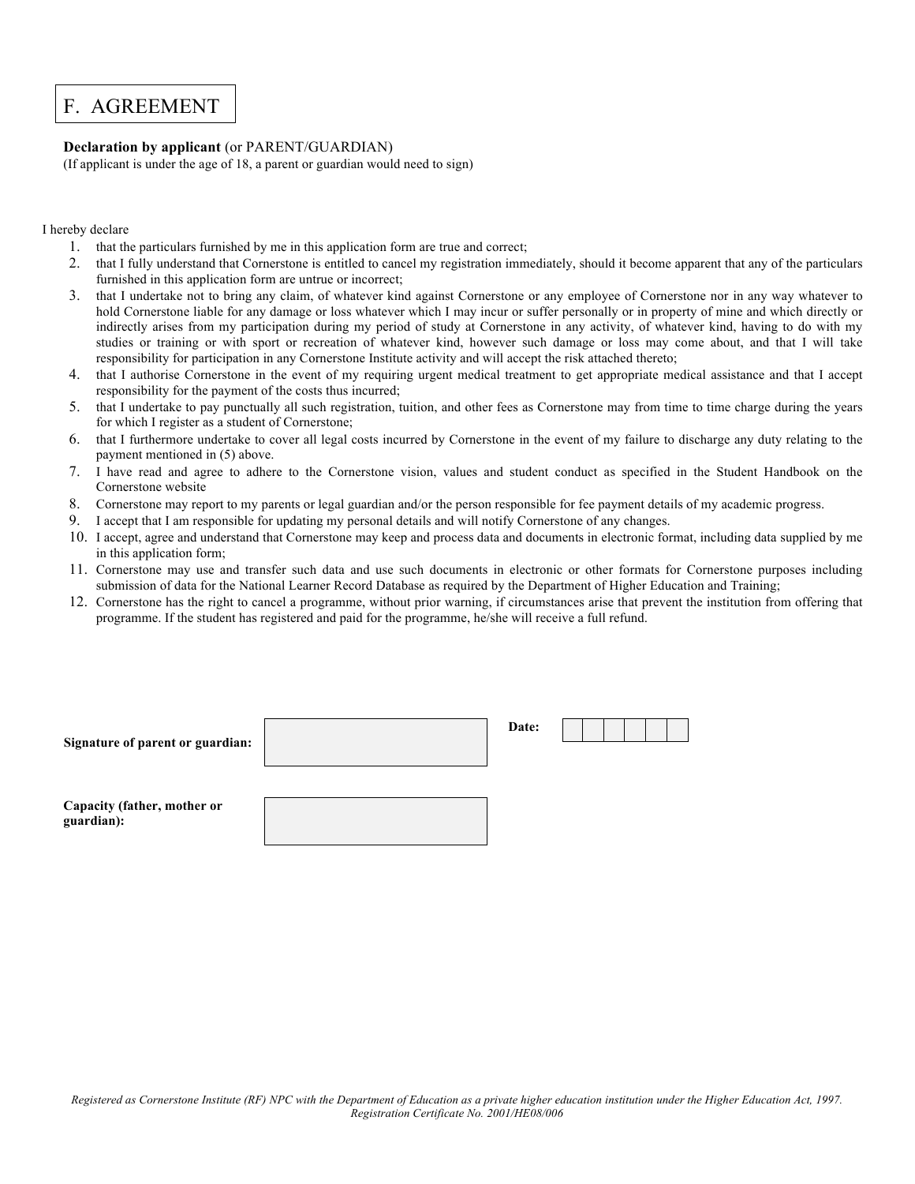# F. AGREEMENT

**Declaration by applicant** (or PARENT/GUARDIAN)
(If applicant is under the age of 18, a parent or guardian would need to sign)

I hereby declare

1. that the particulars furnished by me in this application form are true and correct;
2. that I fully understand that Cornerstone is entitled to cancel my registration immediately, should it become apparent that any of the particulars furnished in this application form are untrue or incorrect;
3. that I undertake not to bring any claim, of whatever kind against Cornerstone or any employee of Cornerstone nor in any way whatever to hold Cornerstone liable for any damage or loss whatever which I may incur or suffer personally or in property of mine and which directly or indirectly arises from my participation during my period of study at Cornerstone in any activity, of whatever kind, having to do with my studies or training or with sport or recreation of whatever kind, however such damage or loss may come about, and that I will take responsibility for participation in any Cornerstone Institute activity and will accept the risk attached thereto;
4. that I authorise Cornerstone in the event of my requiring urgent medical treatment to get appropriate medical assistance and that I accept responsibility for the payment of the costs thus incurred;
5. that I undertake to pay punctually all such registration, tuition, and other fees as Cornerstone may from time to time charge during the years for which I register as a student of Cornerstone;
6. that I furthermore undertake to cover all legal costs incurred by Cornerstone in the event of my failure to discharge any duty relating to the payment mentioned in (5) above.
7. I have read and agree to adhere to the Cornerstone vision, values and student conduct as specified in the Student Handbook on the Cornerstone website
8. Cornerstone may report to my parents or legal guardian and/or the person responsible for fee payment details of my academic progress.
9. I accept that I am responsible for updating my personal details and will notify Cornerstone of any changes.
10. I accept, agree and understand that Cornerstone may keep and process data and documents in electronic format, including data supplied by me in this application form;
11. Cornerstone may use and transfer such data and use such documents in electronic or other formats for Cornerstone purposes including submission of data for the National Learner Record Database as required by the Department of Higher Education and Training;
12. Cornerstone has the right to cancel a programme, without prior warning, if circumstances arise that prevent the institution from offering that programme. If the student has registered and paid for the programme, he/she will receive a full refund.

**Signature of parent or guardian:** ______________________ **Date:** ______________

**Capacity (father, mother or guardian):** ______________________

*Registered as Cornerstone Institute (RF) NPC with the Department of Education as a private higher education institution under the Higher Education Act, 1997. Registration Certificate No. 2001/HE08/006*